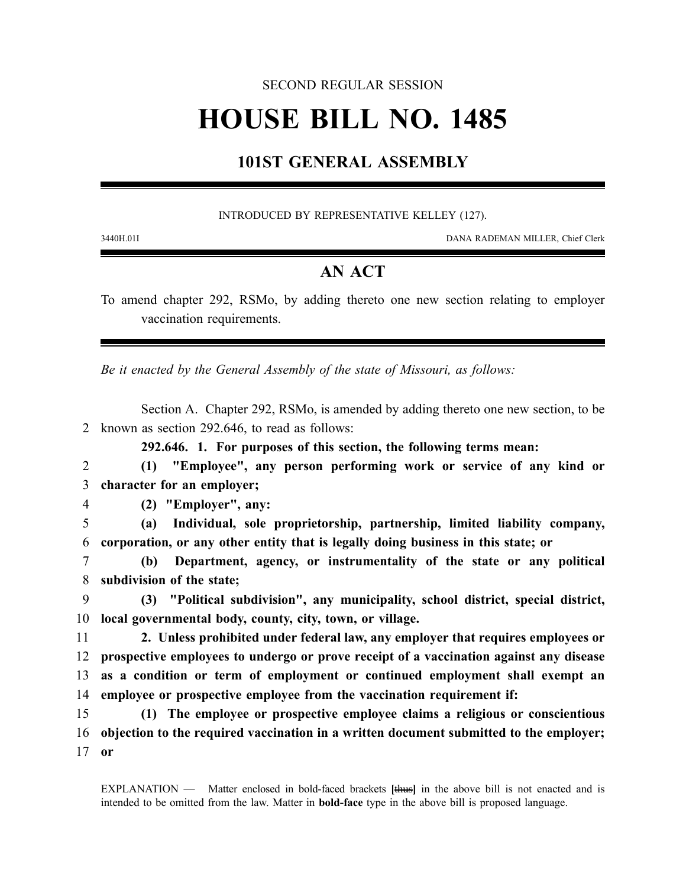SECOND REGULAR SESSION

# HOUSE BILL NO. 1485

## 101ST GENERAL ASSEMBLY

INTRODUCED BY REPRESENTATIVE KELLEY (127).

3440H.01I DANA RADEMAN MILLER, Chief Clerk

## AN ACT

To amend chapter 292, RSMo, by adding thereto one new section relating to employer vaccination requirements.

*Be it enacted by the General Assembly of the state of Missouri, as follows:*

Section A. Chapter 292, RSMo, is amended by adding thereto one new section, to be known as section 292.646, to read as follows:

**292.646. 1. For purposes of this section, the following terms mean:**

**(1) "Employee", any person performing work or service of any kind or character for an employer;**

**(2) "Employer", any:**

**(a) Individual, sole proprietorship, partnership, limited liability company, corporation, or any other entity that is legally doing business in this state; or**

**(b) Department, agency, or instrumentality of the state or any political subdivision of the state;**

**(3) "Political subdivision", any municipality, school district, special district, local governmental body, county, city, town, or village.**

**2. Unless prohibited under federal law, any employer that requires employees or prospective employees to undergo or prove receipt of a vaccination against any disease as a condition or term of employment or continued employment shall exempt an employee or prospective employee from the vaccination requirement if:**

**(1) The employee or prospective employee claims a religious or conscientious objection to the required vaccination in a written document submitted to the employer; or**

EXPLANATION — Matter enclosed in bold-faced brackets **[~~thus~~]** in the above bill is not enacted and is intended to be omitted from the law. Matter in **bold-face** type in the above bill is proposed language.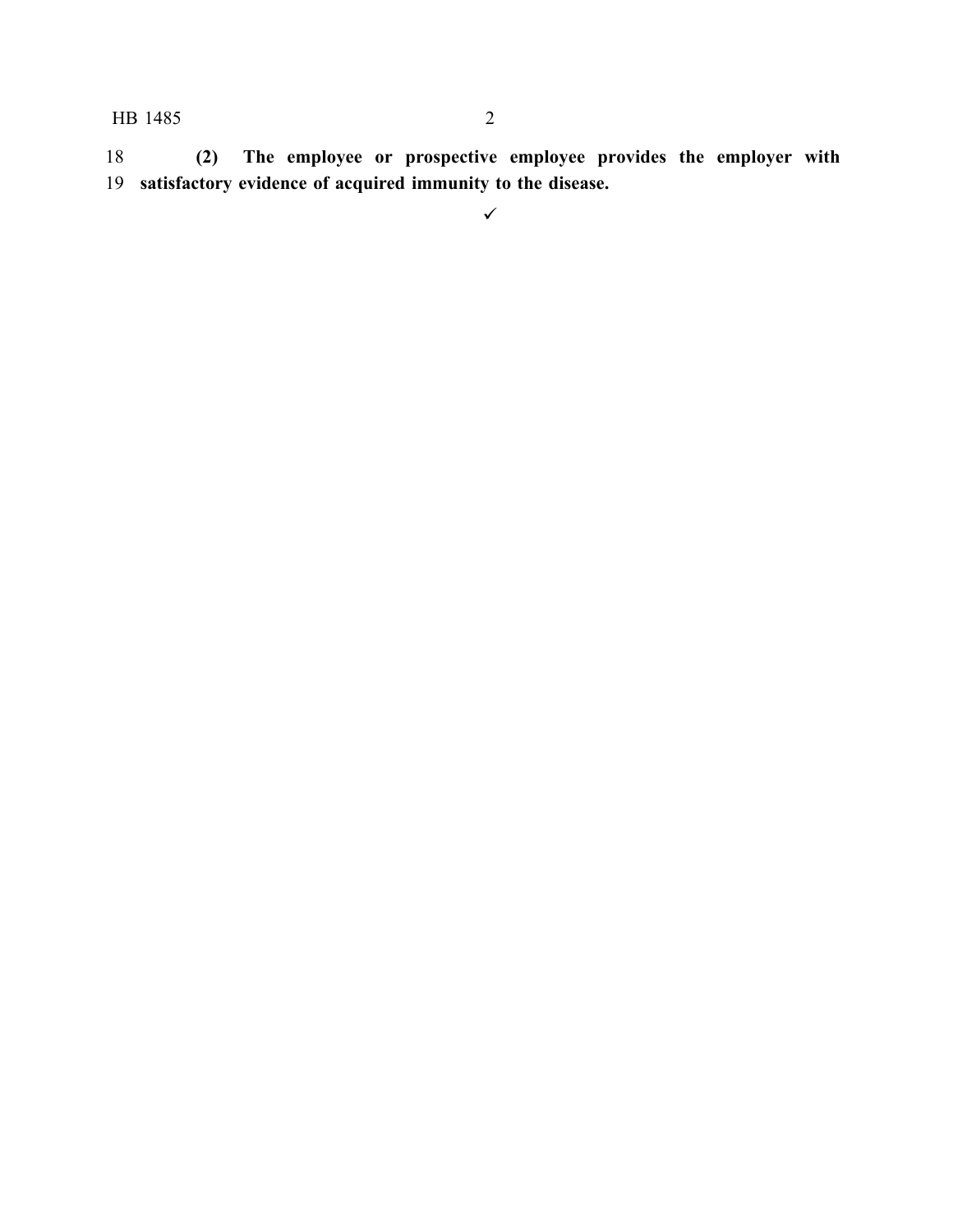**(2) The employee or prospective employee provides the employer with satisfactory evidence of acquired immunity to the disease.**

✓